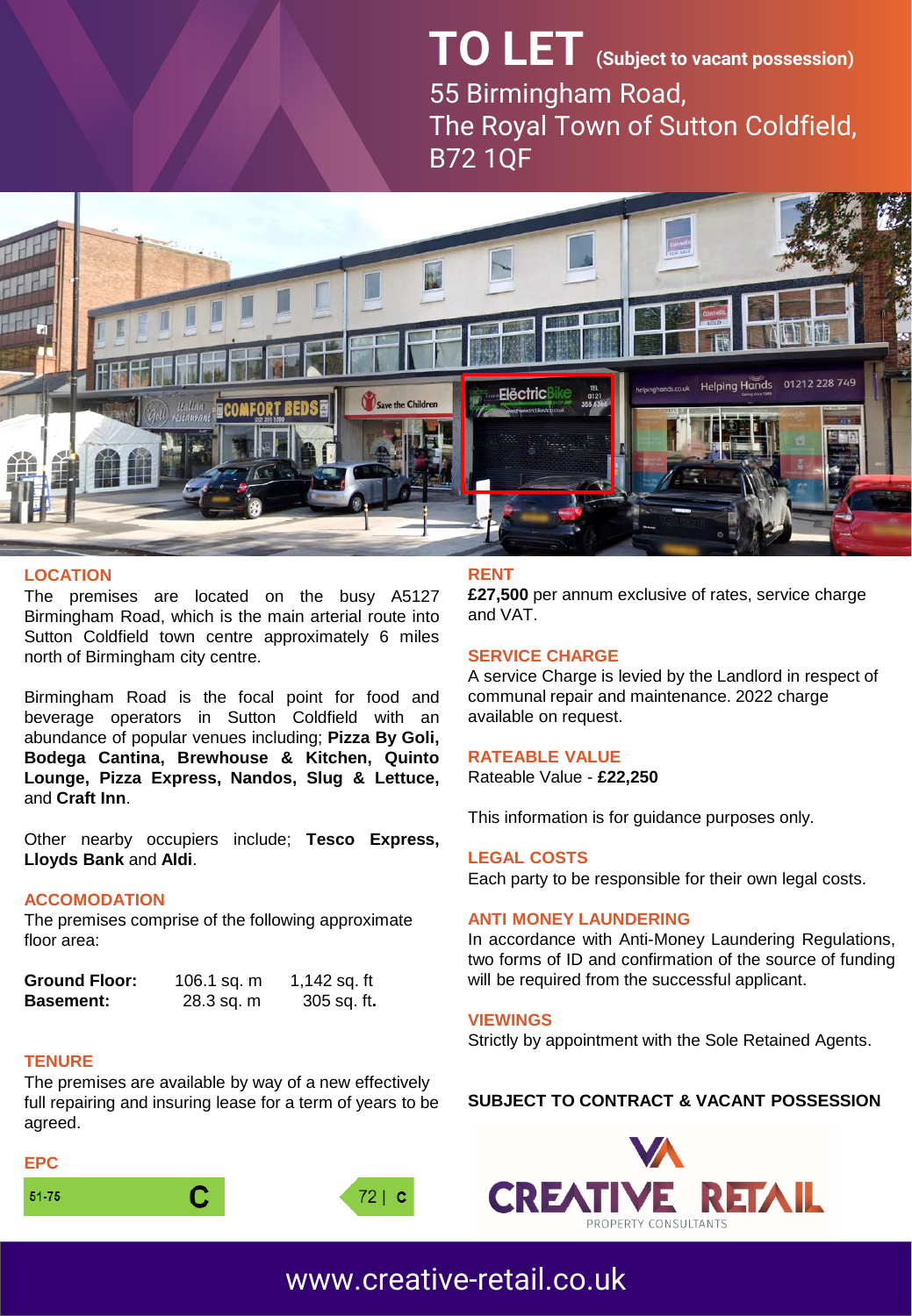# TO LET (Subject to vacant possession)

55 Birmingham Road,
The Royal Town of Sutton Coldfield,
B72 1QF

## LOCATION

The premises are located on the busy A5127 Birmingham Road, which is the main arterial route into Sutton Coldfield town centre approximately 6 miles north of Birmingham city centre.

Birmingham Road is the focal point for food and beverage operators in Sutton Coldfield with an abundance of popular venues including; **Pizza By Goli, Bodega Cantina, Brewhouse & Kitchen, Quinto Lounge, Pizza Express, Nandos, Slug & Lettuce,** and **Craft Inn**.

Other nearby occupiers include; **Tesco Express, Lloyds Bank** and **Aldi**.

## ACCOMODATION

The premises comprise of the following approximate floor area:

| | | |
|---|---|---|
| **Ground Floor:** | 106.1 sq. m | 1,142 sq. ft |
| **Basement:** | 28.3 sq. m | 305 sq. ft**.** |

## TENURE

The premises are available by way of a new effectively full repairing and insuring lease for a term of years to be agreed.

## EPC

51-75 C | 72 | C

## RENT

**£27,500** per annum exclusive of rates, service charge and VAT.

## SERVICE CHARGE

A service Charge is levied by the Landlord in respect of communal repair and maintenance. 2022 charge available on request.

## RATEABLE VALUE

Rateable Value - **£22,250**

This information is for guidance purposes only.

## LEGAL COSTS

Each party to be responsible for their own legal costs.

## ANTI MONEY LAUNDERING

In accordance with Anti-Money Laundering Regulations, two forms of ID and confirmation of the source of funding will be required from the successful applicant.

## VIEWINGS

Strictly by appointment with the Sole Retained Agents.

**SUBJECT TO CONTRACT & VACANT POSSESSION**

CREATIVE RETAIL PROPERTY CONSULTANTS

www.creative-retail.co.uk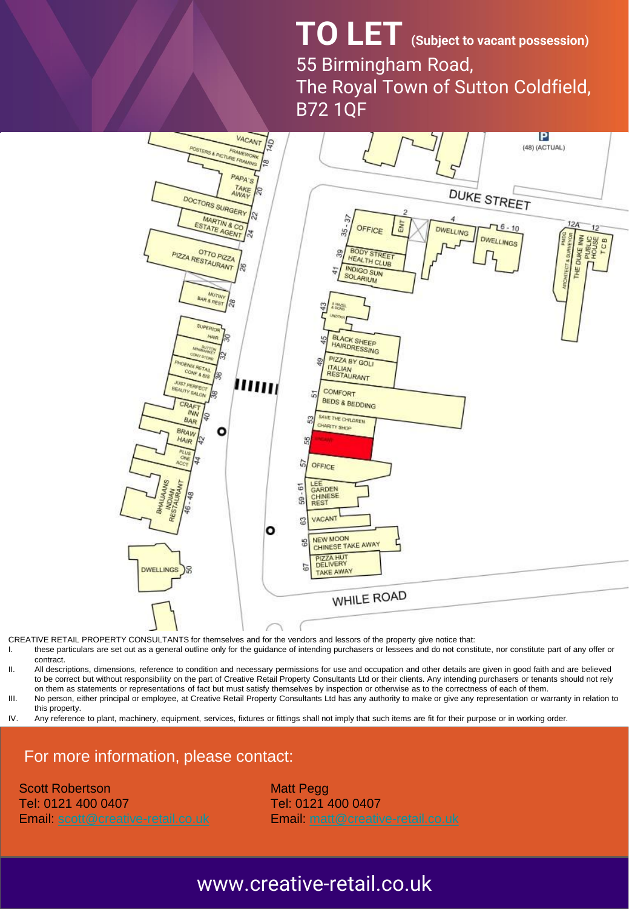# TO LET (Subject to vacant possession)

55 Birmingham Road,
The Royal Town of Sutton Coldfield,
B72 1QF

CREATIVE RETAIL PROPERTY CONSULTANTS for themselves and for the vendors and lessors of the property give notice that:

I. these particulars are set out as a general outline only for the guidance of intending purchasers or lessees and do not constitute, nor constitute part of any offer or contract.

II. All descriptions, dimensions, reference to condition and necessary permissions for use and occupation and other details are given in good faith and are believed to be correct but without responsibility on the part of Creative Retail Property Consultants Ltd or their clients. Any intending purchasers or tenants should not rely on them as statements or representations of fact but must satisfy themselves by inspection or otherwise as to the correctness of each of them.

III. No person, either principal or employee, at Creative Retail Property Consultants Ltd has any authority to make or give any representation or warranty in relation to this property.

IV. Any reference to plant, machinery, equipment, services, fixtures or fittings shall not imply that such items are fit for their purpose or in working order.

## For more information, please contact:

Scott Robertson
Tel: 0121 400 0407
Email: scott@creative-retail.co.uk

Matt Pegg
Tel: 0121 400 0407
Email: matt@creative-retail.co.uk

www.creative-retail.co.uk